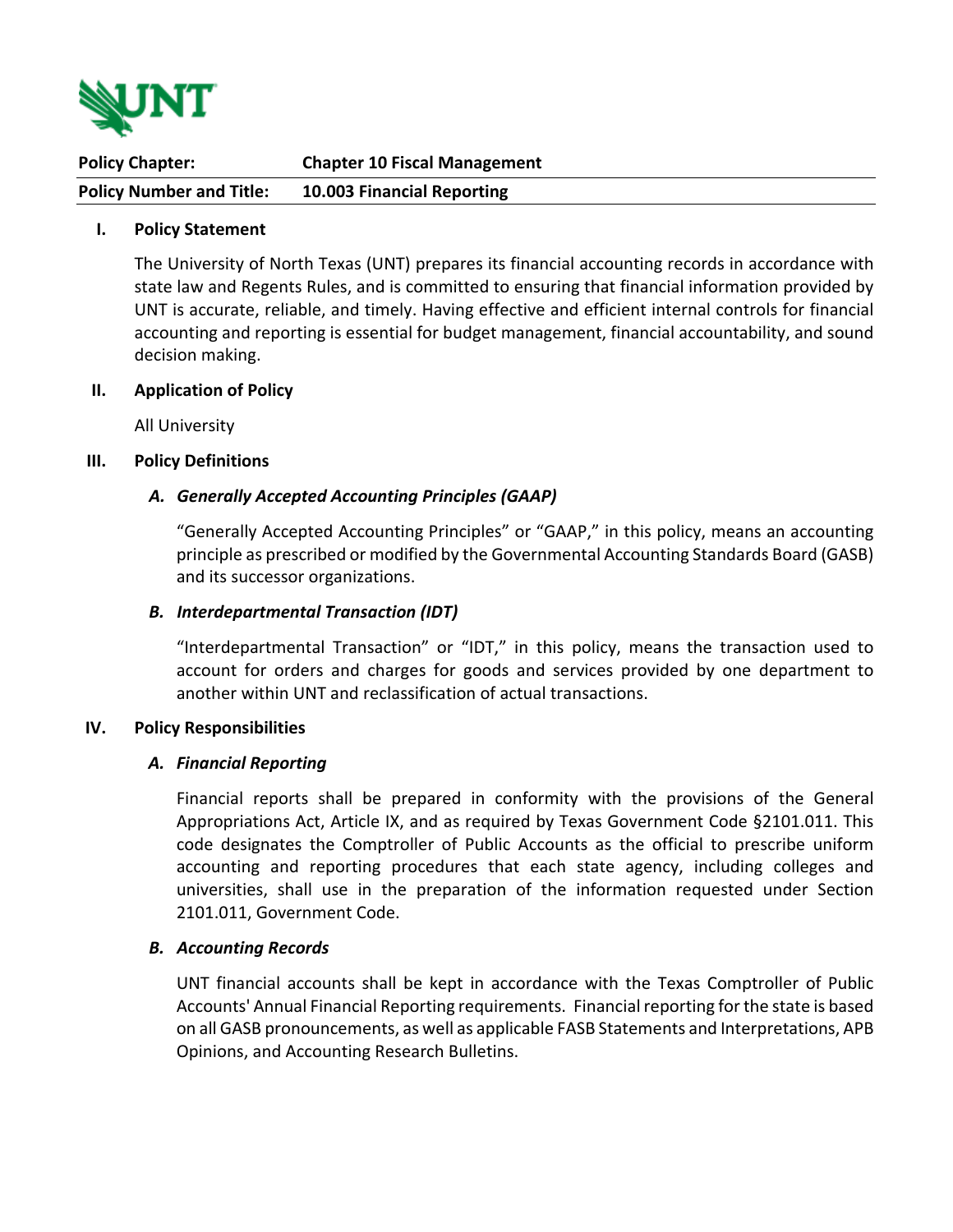| **Policy Chapter:** | **Chapter 10 Fiscal Management** |
| --- | --- |
| **Policy Number and Title:** | **10.003 Financial Reporting** |

## I. Policy Statement

The University of North Texas (UNT) prepares its financial accounting records in accordance with state law and Regents Rules, and is committed to ensuring that financial information provided by UNT is accurate, reliable, and timely. Having effective and efficient internal controls for financial accounting and reporting is essential for budget management, financial accountability, and sound decision making.

## II. Application of Policy

All University

## III. Policy Definitions

### *A. Generally Accepted Accounting Principles (GAAP)*

"Generally Accepted Accounting Principles" or "GAAP," in this policy, means an accounting principle as prescribed or modified by the Governmental Accounting Standards Board (GASB) and its successor organizations.

### *B. Interdepartmental Transaction (IDT)*

"Interdepartmental Transaction" or "IDT," in this policy, means the transaction used to account for orders and charges for goods and services provided by one department to another within UNT and reclassification of actual transactions.

## IV. Policy Responsibilities

### *A. Financial Reporting*

Financial reports shall be prepared in conformity with the provisions of the General Appropriations Act, Article IX, and as required by Texas Government Code §2101.011. This code designates the Comptroller of Public Accounts as the official to prescribe uniform accounting and reporting procedures that each state agency, including colleges and universities, shall use in the preparation of the information requested under Section 2101.011, Government Code.

### *B. Accounting Records*

UNT financial accounts shall be kept in accordance with the Texas Comptroller of Public Accounts' Annual Financial Reporting requirements. Financial reporting for the state is based on all GASB pronouncements, as well as applicable FASB Statements and Interpretations, APB Opinions, and Accounting Research Bulletins.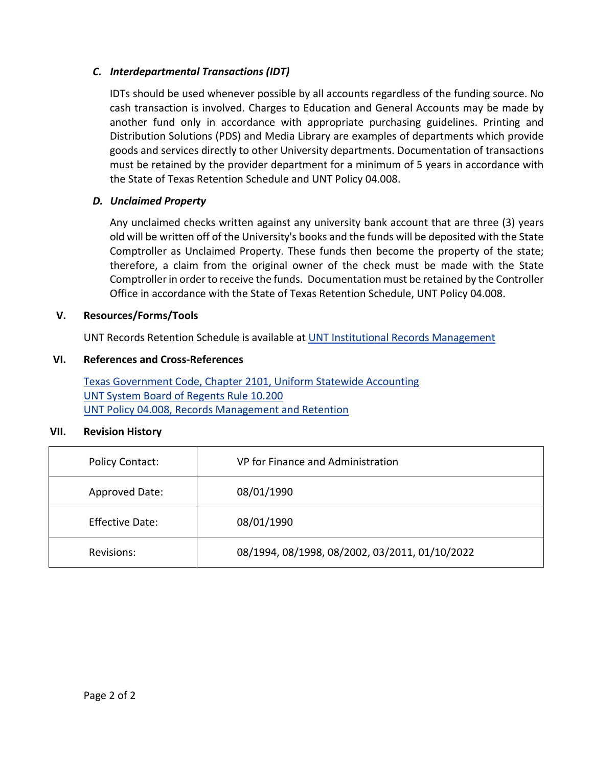### *C. Interdepartmental Transactions (IDT)*

IDTs should be used whenever possible by all accounts regardless of the funding source. No cash transaction is involved. Charges to Education and General Accounts may be made by another fund only in accordance with appropriate purchasing guidelines. Printing and Distribution Solutions (PDS) and Media Library are examples of departments which provide goods and services directly to other University departments. Documentation of transactions must be retained by the provider department for a minimum of 5 years in accordance with the State of Texas Retention Schedule and UNT Policy 04.008.

### *D. Unclaimed Property*

Any unclaimed checks written against any university bank account that are three (3) years old will be written off of the University's books and the funds will be deposited with the State Comptroller as Unclaimed Property. These funds then become the property of the state; therefore, a claim from the original owner of the check must be made with the State Comptroller in order to receive the funds. Documentation must be retained by the Controller Office in accordance with the State of Texas Retention Schedule, UNT Policy 04.008.

## V. Resources/Forms/Tools

UNT Records Retention Schedule is available at UNT Institutional Records Management

## VI. References and Cross-References

Texas Government Code, Chapter 2101, Uniform Statewide Accounting
UNT System Board of Regents Rule 10.200
UNT Policy 04.008, Records Management and Retention

## VII. Revision History

| | |
|---|---|
| Policy Contact: | VP for Finance and Administration |
| Approved Date: | 08/01/1990 |
| Effective Date: | 08/01/1990 |
| Revisions: | 08/1994, 08/1998, 08/2002, 03/2011, 01/10/2022 |